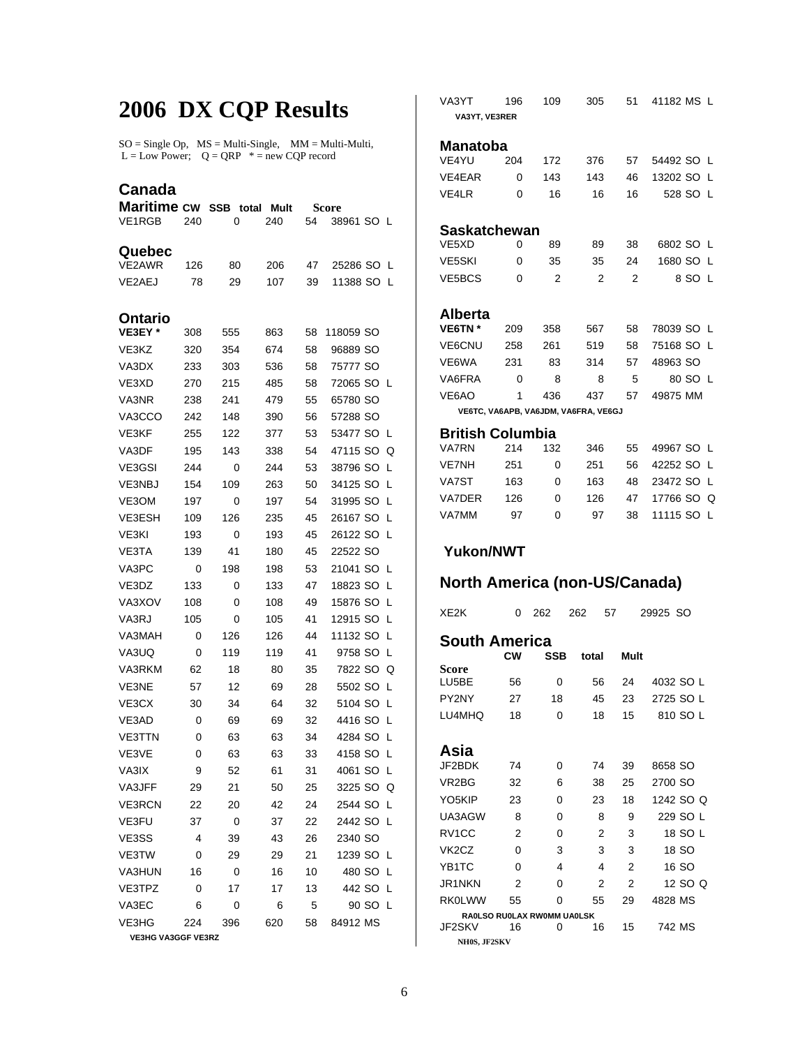# 2006 DX CQP Results

SO = Single Op, MS = Multi-Single, MM = Multi-Multi, L = Low Power; Q = QRP * = new CQP record

## Canada

### Maritime

| Call | CW | SSB | total | Mult | Score | |
|---|---|---|---|---|---|---|
| VE1RGB | 240 | 0 | 240 | 54 | 38961 | SO L |

### Quebec

| Call | CW | SSB | total | Mult | Score | |
|---|---|---|---|---|---|---|
| VE2AWR | 126 | 80 | 206 | 47 | 25286 | SO L |
| VE2AEJ | 78 | 29 | 107 | 39 | 11388 | SO L |

### Ontario

| Call | CW | SSB | total | Mult | Score | |
|---|---|---|---|---|---|---|
| **VE3EY *** | 308 | 555 | 863 | 58 | 118059 | SO |
| VE3KZ | 320 | 354 | 674 | 58 | 96889 | SO |
| VA3DX | 233 | 303 | 536 | 58 | 75777 | SO |
| VE3XD | 270 | 215 | 485 | 58 | 72065 | SO L |
| VA3NR | 238 | 241 | 479 | 55 | 65780 | SO |
| VA3CCO | 242 | 148 | 390 | 56 | 57288 | SO |
| VE3KF | 255 | 122 | 377 | 53 | 53477 | SO L |
| VA3DF | 195 | 143 | 338 | 54 | 47115 | SO Q |
| VE3GSI | 244 | 0 | 244 | 53 | 38796 | SO L |
| VE3NBJ | 154 | 109 | 263 | 50 | 34125 | SO L |
| VE3OM | 197 | 0 | 197 | 54 | 31995 | SO L |
| VE3ESH | 109 | 126 | 235 | 45 | 26167 | SO L |
| VE3KI | 193 | 0 | 193 | 45 | 26122 | SO L |
| VE3TA | 139 | 41 | 180 | 45 | 22522 | SO |
| VA3PC | 0 | 198 | 198 | 53 | 21041 | SO L |
| VE3DZ | 133 | 0 | 133 | 47 | 18823 | SO L |
| VA3XOV | 108 | 0 | 108 | 49 | 15876 | SO L |
| VA3RJ | 105 | 0 | 105 | 41 | 12915 | SO L |
| VA3MAH | 0 | 126 | 126 | 44 | 11132 | SO L |
| VA3UQ | 0 | 119 | 119 | 41 | 9758 | SO L |
| VA3RKM | 62 | 18 | 80 | 35 | 7822 | SO Q |
| VE3NE | 57 | 12 | 69 | 28 | 5502 | SO L |
| VE3CX | 30 | 34 | 64 | 32 | 5104 | SO L |
| VE3AD | 0 | 69 | 69 | 32 | 4416 | SO L |
| VE3TTN | 0 | 63 | 63 | 34 | 4284 | SO L |
| VE3VE | 0 | 63 | 63 | 33 | 4158 | SO L |
| VA3IX | 9 | 52 | 61 | 31 | 4061 | SO L |
| VA3JFF | 29 | 21 | 50 | 25 | 3225 | SO Q |
| VE3RCN | 22 | 20 | 42 | 24 | 2544 | SO L |
| VE3FU | 37 | 0 | 37 | 22 | 2442 | SO L |
| VE3SS | 4 | 39 | 43 | 26 | 2340 | SO |
| VE3TW | 0 | 29 | 29 | 21 | 1239 | SO L |
| VA3HUN | 16 | 0 | 16 | 10 | 480 | SO L |
| VE3TPZ | 0 | 17 | 17 | 13 | 442 | SO L |
| VA3EC | 6 | 0 | 6 | 5 | 90 | SO L |
| VE3HG | 224 | 396 | 620 | 58 | 84912 | MS |
| VA3YT | 196 | 109 | 305 | 51 | 41182 | MS L |

**VE3HG VA3GGF VE3RZ**

**VA3YT, VE3RER**

### Manatoba

| Call | CW | SSB | total | Mult | Score | |
|---|---|---|---|---|---|---|
| VE4YU | 204 | 172 | 376 | 57 | 54492 | SO L |
| VE4EAR | 0 | 143 | 143 | 46 | 13202 | SO L |
| VE4LR | 0 | 16 | 16 | 16 | 528 | SO L |

### Saskatchewan

| Call | CW | SSB | total | Mult | Score | |
|---|---|---|---|---|---|---|
| VE5XD | 0 | 89 | 89 | 38 | 6802 | SO L |
| VE5SKI | 0 | 35 | 35 | 24 | 1680 | SO L |
| VE5BCS | 0 | 2 | 2 | 2 | 8 | SO L |

### Alberta

| Call | CW | SSB | total | Mult | Score | |
|---|---|---|---|---|---|---|
| **VE6TN *** | 209 | 358 | 567 | 58 | 78039 | SO L |
| VE6CNU | 258 | 261 | 519 | 58 | 75168 | SO L |
| VE6WA | 231 | 83 | 314 | 57 | 48963 | SO |
| VA6FRA | 0 | 8 | 8 | 5 | 80 | SO L |
| VE6AO | 1 | 436 | 437 | 57 | 49875 | MM |

**VE6TC, VA6APB, VA6JDM, VA6FRA, VE6GJ**

### British Columbia

| Call | CW | SSB | total | Mult | Score | |
|---|---|---|---|---|---|---|
| VA7RN | 214 | 132 | 346 | 55 | 49967 | SO L |
| VE7NH | 251 | 0 | 251 | 56 | 42252 | SO L |
| VA7ST | 163 | 0 | 163 | 48 | 23472 | SO L |
| VA7DER | 126 | 0 | 126 | 47 | 17766 | SO Q |
| VA7MM | 97 | 0 | 97 | 38 | 11115 | SO L |

### Yukon/NWT

## North America (non-US/Canada)

| Call | CW | SSB | total | Mult | Score | |
|---|---|---|---|---|---|---|
| XE2K | 0 | 262 | 262 | 57 | 29925 | SO |

## South America

| Call | CW | SSB | total | Mult | Score | |
|---|---|---|---|---|---|---|
| LU5BE | 56 | 0 | 56 | 24 | 4032 | SO L |
| PY2NY | 27 | 18 | 45 | 23 | 2725 | SO L |
| LU4MHQ | 18 | 0 | 18 | 15 | 810 | SO L |

## Asia

| Call | CW | SSB | total | Mult | Score | |
|---|---|---|---|---|---|---|
| JF2BDK | 74 | 0 | 74 | 39 | 8658 | SO |
| VR2BG | 32 | 6 | 38 | 25 | 2700 | SO |
| YO5KIP | 23 | 0 | 23 | 18 | 1242 | SO Q |
| UA3AGW | 8 | 0 | 8 | 9 | 229 | SO L |
| RV1CC | 2 | 0 | 2 | 3 | 18 | SO L |
| VK2CZ | 0 | 3 | 3 | 3 | 18 | SO |
| YB1TC | 0 | 4 | 4 | 2 | 16 | SO |
| JR1NKN | 2 | 0 | 2 | 2 | 12 | SO Q |
| RK0LWW | 55 | 0 | 55 | 29 | 4828 | MS |
| JF2SKV | 16 | 0 | 16 | 15 | 742 | MS |

**RA0LSO RU0LAX RW0MM UA0LSK**

**NH0S, JF2SKV**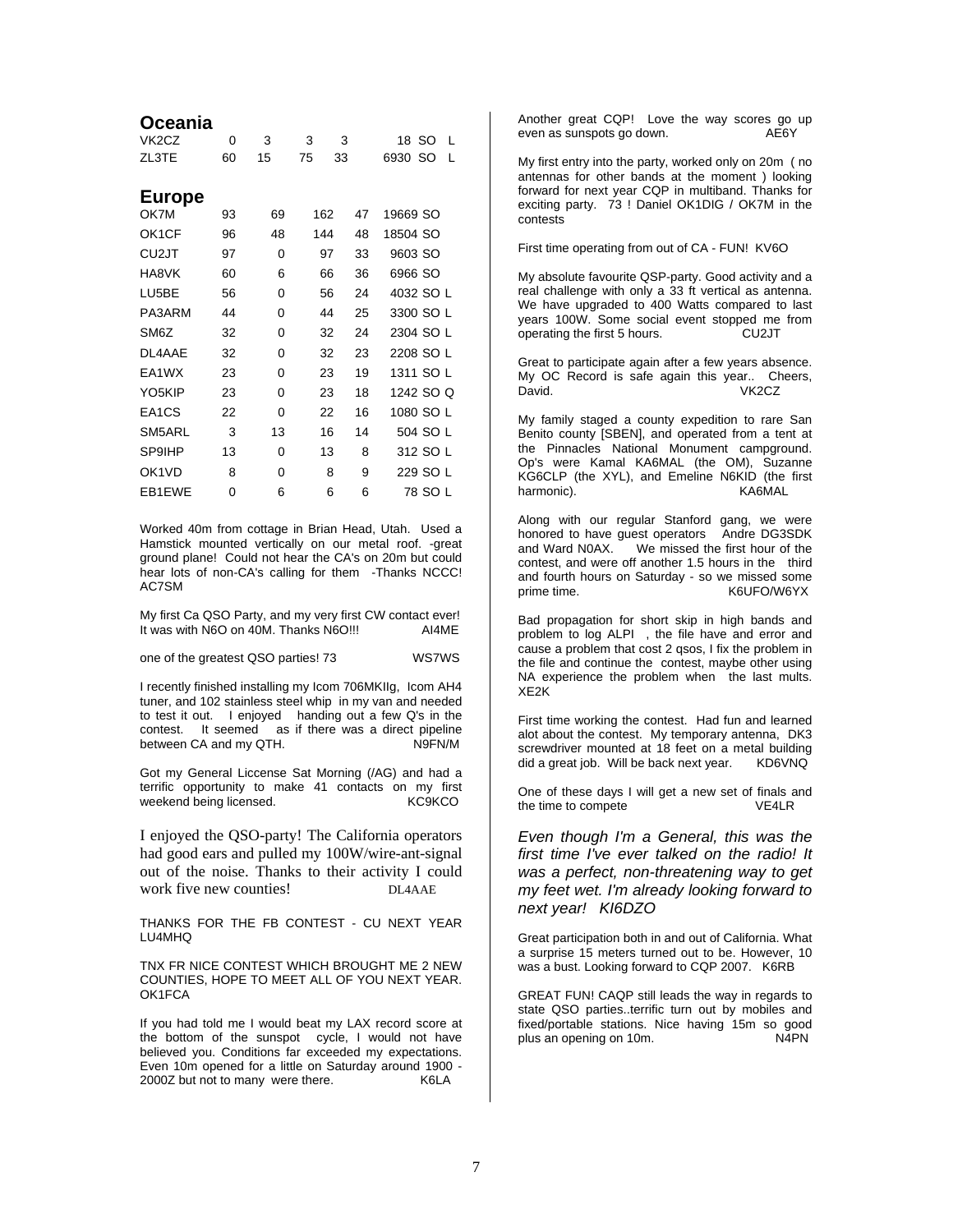## Oceania

| | | | | | | |
|---|---|---|---|---|---|---|
| VK2CZ | 0 | 3 | 3 | 3 | 18 | SO L |
| ZL3TE | 60 | 15 | 75 | 33 | 6930 | SO L |

## Europe

| | | | | | | |
|---|---|---|---|---|---|---|
| OK7M | 93 | 69 | 162 | 47 | 19669 | SO |
| OK1CF | 96 | 48 | 144 | 48 | 18504 | SO |
| CU2JT | 97 | 0 | 97 | 33 | 9603 | SO |
| HA8VK | 60 | 6 | 66 | 36 | 6966 | SO |
| LU5BE | 56 | 0 | 56 | 24 | 4032 | SO L |
| PA3ARM | 44 | 0 | 44 | 25 | 3300 | SO L |
| SM6Z | 32 | 0 | 32 | 24 | 2304 | SO L |
| DL4AAE | 32 | 0 | 32 | 23 | 2208 | SO L |
| EA1WX | 23 | 0 | 23 | 19 | 1311 | SO L |
| YO5KIP | 23 | 0 | 23 | 18 | 1242 | SO Q |
| EA1CS | 22 | 0 | 22 | 16 | 1080 | SO L |
| SM5ARL | 3 | 13 | 16 | 14 | 504 | SO L |
| SP9IHP | 13 | 0 | 13 | 8 | 312 | SO L |
| OK1VD | 8 | 0 | 8 | 9 | 229 | SO L |
| EB1EWE | 0 | 6 | 6 | 6 | 78 | SO L |

Worked 40m from cottage in Brian Head, Utah. Used a Hamstick mounted vertically on our metal roof. -great ground plane! Could not hear the CA's on 20m but could hear lots of non-CA's calling for them -Thanks NCCC! AC7SM

My first Ca QSO Party, and my very first CW contact ever! It was with N6O on 40M. Thanks N6O!!! AI4ME

one of the greatest QSO parties! 73 WS7WS

I recently finished installing my Icom 706MKIIg, Icom AH4 tuner, and 102 stainless steel whip in my van and needed to test it out. I enjoyed handing out a few Q's in the contest. It seemed as if there was a direct pipeline between CA and my QTH. N9FN/M

Got my General Liccense Sat Morning (/AG) and had a terrific opportunity to make 41 contacts on my first weekend being licensed. KC9KCO

I enjoyed the QSO-party! The California operators had good ears and pulled my 100W/wire-ant-signal out of the noise. Thanks to their activity I could work five new counties! DL4AAE

THANKS FOR THE FB CONTEST - CU NEXT YEAR LU4MHQ

TNX FR NICE CONTEST WHICH BROUGHT ME 2 NEW COUNTIES, HOPE TO MEET ALL OF YOU NEXT YEAR. OK1FCA

If you had told me I would beat my LAX record score at the bottom of the sunspot cycle, I would not have believed you. Conditions far exceeded my expectations. Even 10m opened for a little on Saturday around 1900 - 2000Z but not to many were there. K6LA

Another great CQP! Love the way scores go up even as sunspots go down. AE6Y

My first entry into the party, worked only on 20m ( no antennas for other bands at the moment ) looking forward for next year CQP in multiband. Thanks for exciting party. 73 ! Daniel OK1DIG / OK7M in the contests

First time operating from out of CA - FUN! KV6O

My absolute favourite QSP-party. Good activity and a real challenge with only a 33 ft vertical as antenna. We have upgraded to 400 Watts compared to last years 100W. Some social event stopped me from operating the first 5 hours. CU2JT

Great to participate again after a few years absence. My OC Record is safe again this year.. Cheers, David. VK2CZ

My family staged a county expedition to rare San Benito county [SBEN], and operated from a tent at the Pinnacles National Monument campground. Op's were Kamal KA6MAL (the OM), Suzanne KG6CLP (the XYL), and Emeline N6KID (the first harmonic). KA6MAL

Along with our regular Stanford gang, we were honored to have guest operators Andre DG3SDK and Ward N0AX. We missed the first hour of the contest, and were off another 1.5 hours in the third and fourth hours on Saturday - so we missed some prime time. K6UFO/W6YX

Bad propagation for short skip in high bands and problem to log ALPI , the file have and error and cause a problem that cost 2 qsos, I fix the problem in the file and continue the contest, maybe other using NA experience the problem when the last mults. XE2K

First time working the contest. Had fun and learned alot about the contest. My temporary antenna, DK3 screwdriver mounted at 18 feet on a metal building did a great job. Will be back next year. KD6VNQ

One of these days I will get a new set of finals and the time to compete VE4LR

*Even though I'm a General, this was the first time I've ever talked on the radio! It was a perfect, non-threatening way to get my feet wet. I'm already looking forward to next year! KI6DZO*

Great participation both in and out of California. What a surprise 15 meters turned out to be. However, 10 was a bust. Looking forward to CQP 2007. K6RB

GREAT FUN! CAQP still leads the way in regards to state QSO parties..terrific turn out by mobiles and fixed/portable stations. Nice having 15m so good plus an opening on 10m. N4PN